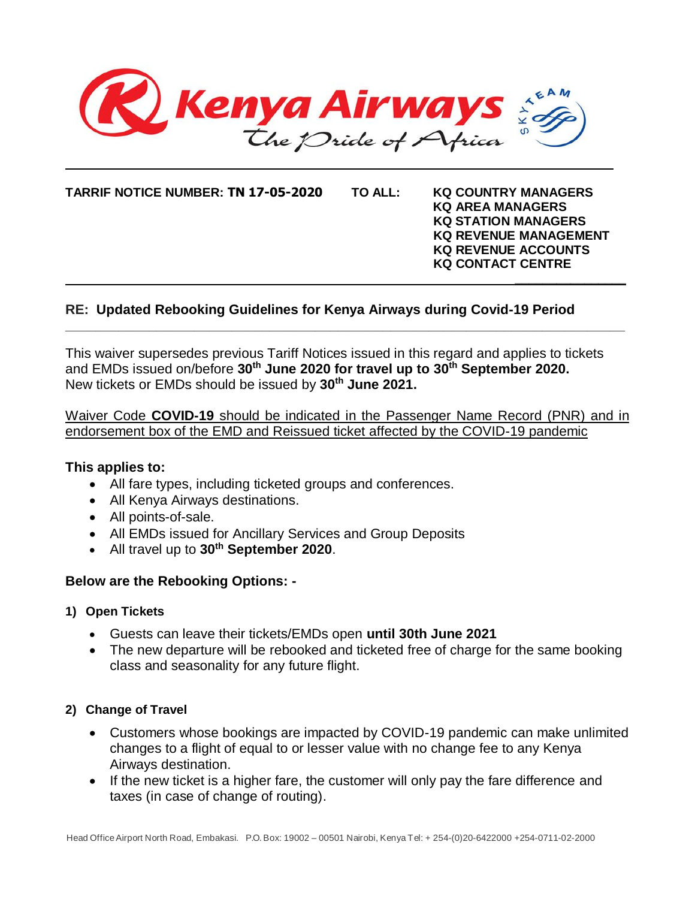# Kenya Airways
*The Pride of Africa*

**TARRIF NOTICE NUMBER: TN 17-05-2020**

**TO ALL:**
**KQ COUNTRY MANAGERS**
**KQ AREA MANAGERS**
**KQ STATION MANAGERS**
**KQ REVENUE MANAGEMENT**
**KQ REVENUE ACCOUNTS**
**KQ CONTACT CENTRE**

## RE: Updated Rebooking Guidelines for Kenya Airways during Covid-19 Period

This waiver supersedes previous Tariff Notices issued in this regard and applies to tickets and EMDs issued on/before **30th June 2020 for travel up to 30th September 2020.** New tickets or EMDs should be issued by **30th June 2021.**

Waiver Code **COVID-19** should be indicated in the Passenger Name Record (PNR) and in endorsement box of the EMD and Reissued ticket affected by the COVID-19 pandemic

### This applies to:

- All fare types, including ticketed groups and conferences.
- All Kenya Airways destinations.
- All points-of-sale.
- All EMDs issued for Ancillary Services and Group Deposits
- All travel up to **30th September 2020**.

### Below are the Rebooking Options: -

#### 1) Open Tickets

- Guests can leave their tickets/EMDs open **until 30th June 2021**
- The new departure will be rebooked and ticketed free of charge for the same booking class and seasonality for any future flight.

#### 2) Change of Travel

- Customers whose bookings are impacted by COVID-19 pandemic can make unlimited changes to a flight of equal to or lesser value with no change fee to any Kenya Airways destination.
- If the new ticket is a higher fare, the customer will only pay the fare difference and taxes (in case of change of routing).

Head Office Airport North Road, Embakasi. P.O. Box: 19002 – 00501 Nairobi, Kenya Tel: + 254-(0)20-6422000 +254-0711-02-2000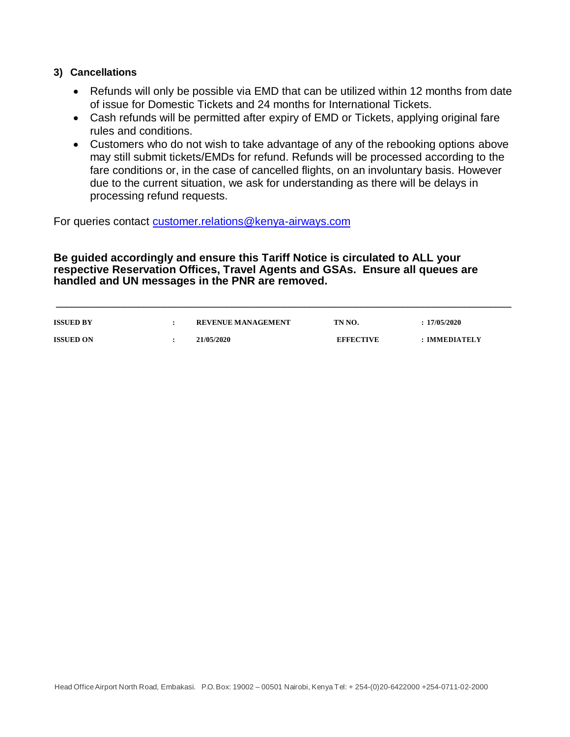### 3) Cancellations

- Refunds will only be possible via EMD that can be utilized within 12 months from date of issue for Domestic Tickets and 24 months for International Tickets.
- Cash refunds will be permitted after expiry of EMD or Tickets, applying original fare rules and conditions.
- Customers who do not wish to take advantage of any of the rebooking options above may still submit tickets/EMDs for refund. Refunds will be processed according to the fare conditions or, in the case of cancelled flights, on an involuntary basis. However due to the current situation, we ask for understanding as there will be delays in processing refund requests.

For queries contact customer.relations@kenya-airways.com

**Be guided accordingly and ensure this Tariff Notice is circulated to ALL your respective Reservation Offices, Travel Agents and GSAs. Ensure all queues are handled and UN messages in the PNR are removed.**

---

| | | | | |
|---|---|---|---|---|
| **ISSUED BY** | **:** | **REVENUE MANAGEMENT** | **TN NO.** | **: 17/05/2020** |
| **ISSUED ON** | **:** | **21/05/2020** | **EFFECTIVE** | **: IMMEDIATELY** |

Head Office Airport North Road, Embakasi. P.O. Box: 19002 – 00501 Nairobi, Kenya Tel: + 254-(0)20-6422000 +254-0711-02-2000